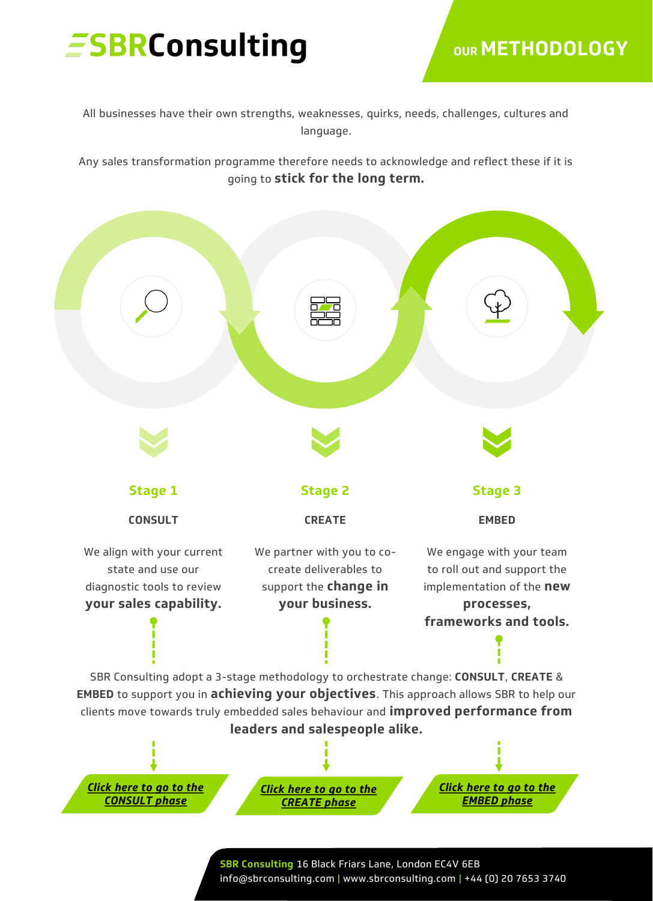# SBRConsulting

## OUR METHODOLOGY

All businesses have their own strengths, weaknesses, quirks, needs, challenges, cultures and language.

Any sales transformation programme therefore needs to acknowledge and reflect these if it is going to **stick for the long term.**

### Stage 1

**CONSULT**

We align with your current state and use our diagnostic tools to review **your sales capability.**

### Stage 2

**CREATE**

We partner with you to co-create deliverables to support the **change in your business.**

### Stage 3

**EMBED**

We engage with your team to roll out and support the implementation of the **new processes, frameworks and tools.**

SBR Consulting adopt a 3-stage methodology to orchestrate change: **CONSULT**, **CREATE** & **EMBED** to support you in **achieving your objectives**. This approach allows SBR to help our clients move towards truly embedded sales behaviour and **improved performance from leaders and salespeople alike.**

***Click here to go to the CONSULT phase***

***Click here to go to the CREATE phase***

***Click here to go to the EMBED phase***

**SBR Consulting** 16 Black Friars Lane, London EC4V 6EB
info@sbrconsulting.com | www.sbrconsulting.com | +44 (0) 20 7653 3740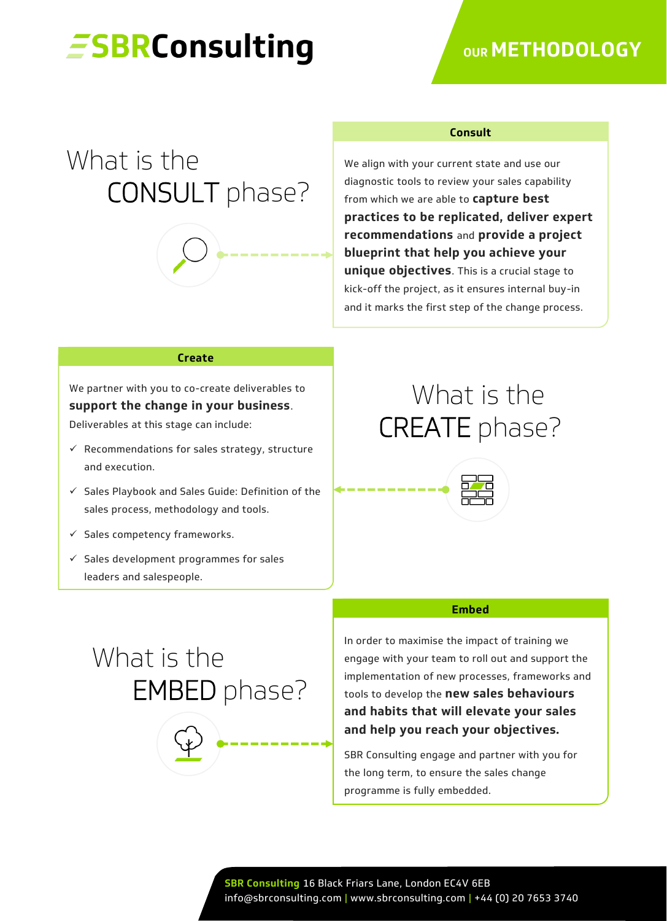# SBRConsulting

OUR **METHODOLOGY**

## What is the CONSULT phase?

### Consult

We align with your current state and use our diagnostic tools to review your sales capability from which we are able to **capture best practices to be replicated, deliver expert recommendations** and **provide a project blueprint that help you achieve your unique objectives**. This is a crucial stage to kick-off the project, as it ensures internal buy-in and it marks the first step of the change process.

## What is the CREATE phase?

### Create

We partner with you to co-create deliverables to **support the change in your business**. Deliverables at this stage can include:

- ✓ Recommendations for sales strategy, structure and execution.
- ✓ Sales Playbook and Sales Guide: Definition of the sales process, methodology and tools.
- ✓ Sales competency frameworks.
- ✓ Sales development programmes for sales leaders and salespeople.

## What is the EMBED phase?

### Embed

In order to maximise the impact of training we engage with your team to roll out and support the implementation of new processes, frameworks and tools to develop the **new sales behaviours and habits that will elevate your sales and help you reach your objectives.**

SBR Consulting engage and partner with you for the long term, to ensure the sales change programme is fully embedded.

**SBR Consulting** 16 Black Friars Lane, London EC4V 6EB
info@sbrconsulting.com | www.sbrconsulting.com | +44 (0) 20 7653 3740